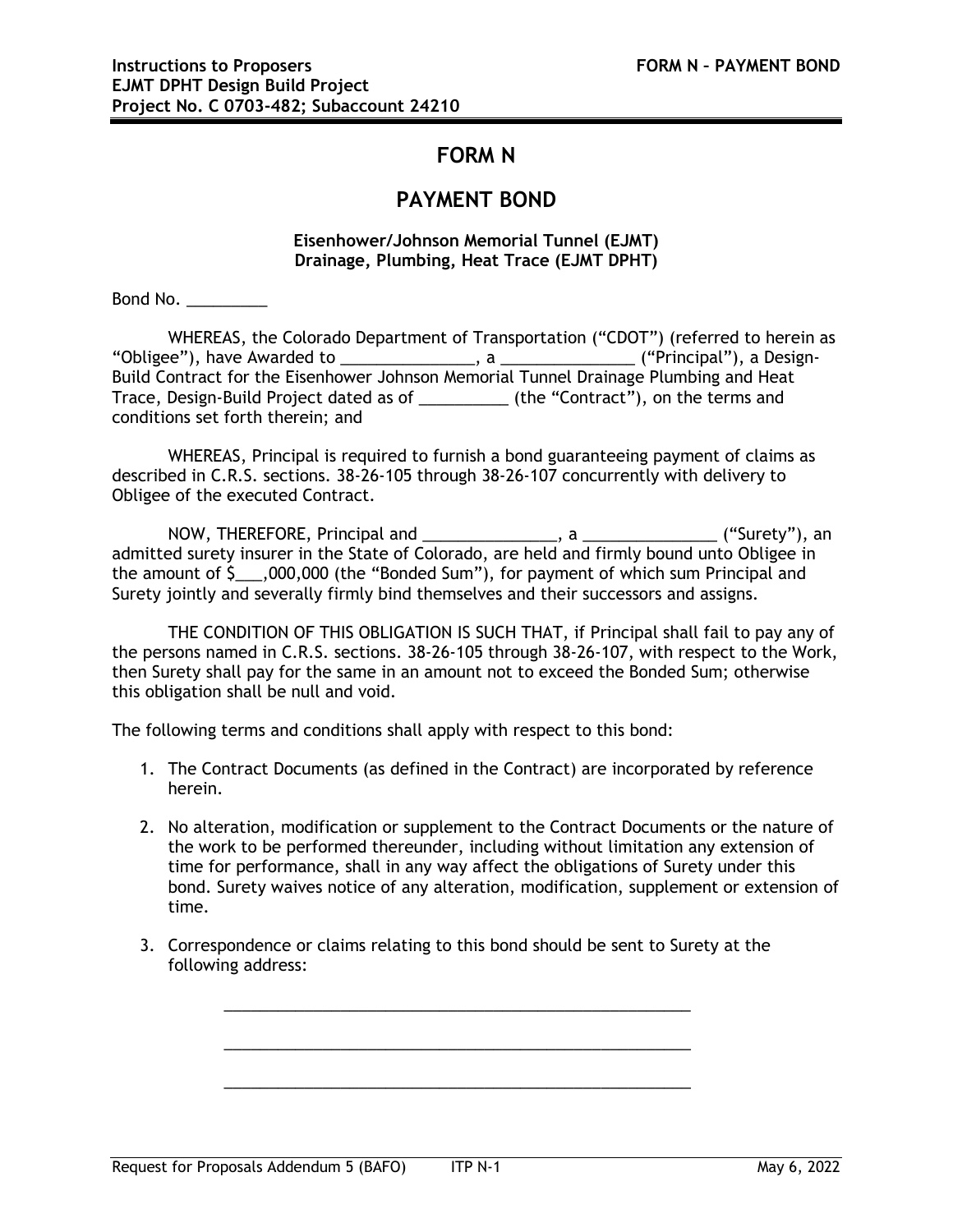# FORM N

## PAYMENT BOND

**Eisenhower/Johnson Memorial Tunnel (EJMT)**
**Drainage, Plumbing, Heat Trace (EJMT DPHT)**

Bond No. _________

WHEREAS, the Colorado Department of Transportation ("CDOT") (referred to herein as "Obligee"), have Awarded to _______________, a _______________ ("Principal"), a Design-Build Contract for the Eisenhower Johnson Memorial Tunnel Drainage Plumbing and Heat Trace, Design-Build Project dated as of __________ (the "Contract"), on the terms and conditions set forth therein; and

WHEREAS, Principal is required to furnish a bond guaranteeing payment of claims as described in C.R.S. sections. 38-26-105 through 38-26-107 concurrently with delivery to Obligee of the executed Contract.

NOW, THEREFORE, Principal and _______________, a _______________ ("Surety"), an admitted surety insurer in the State of Colorado, are held and firmly bound unto Obligee in the amount of $___,000,000 (the "Bonded Sum"), for payment of which sum Principal and Surety jointly and severally firmly bind themselves and their successors and assigns.

THE CONDITION OF THIS OBLIGATION IS SUCH THAT, if Principal shall fail to pay any of the persons named in C.R.S. sections. 38-26-105 through 38-26-107, with respect to the Work, then Surety shall pay for the same in an amount not to exceed the Bonded Sum; otherwise this obligation shall be null and void.

The following terms and conditions shall apply with respect to this bond:

1. The Contract Documents (as defined in the Contract) are incorporated by reference herein.

2. No alteration, modification or supplement to the Contract Documents or the nature of the work to be performed thereunder, including without limitation any extension of time for performance, shall in any way affect the obligations of Surety under this bond. Surety waives notice of any alteration, modification, supplement or extension of time.

3. Correspondence or claims relating to this bond should be sent to Surety at the following address:

   _______________________________________________________

   _______________________________________________________

   _______________________________________________________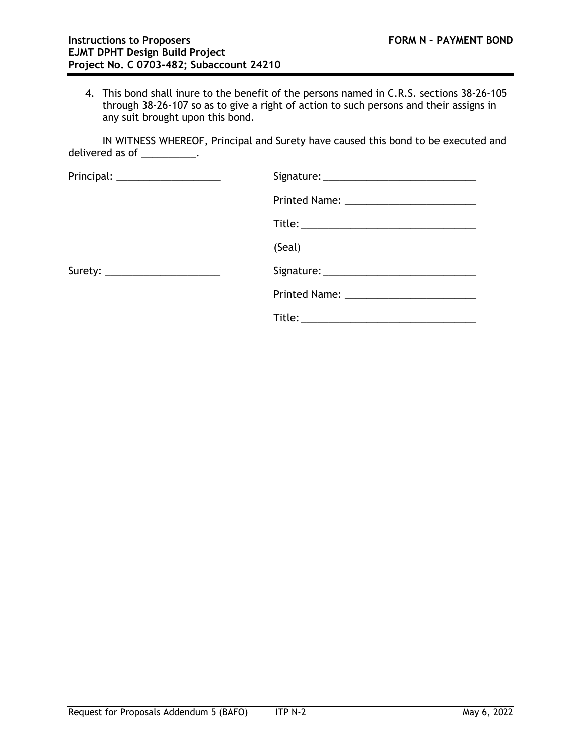4. This bond shall inure to the benefit of the persons named in C.R.S. sections 38-26-105 through 38-26-107 so as to give a right of action to such persons and their assigns in any suit brought upon this bond.

IN WITNESS WHEREOF, Principal and Surety have caused this bond to be executed and delivered as of __________.

Principal: ___________________

Signature: ____________________________

Printed Name: ________________________

Title: ________________________________

(Seal)

Surety: _____________________

Signature: ____________________________

Printed Name: ________________________

Title: ________________________________